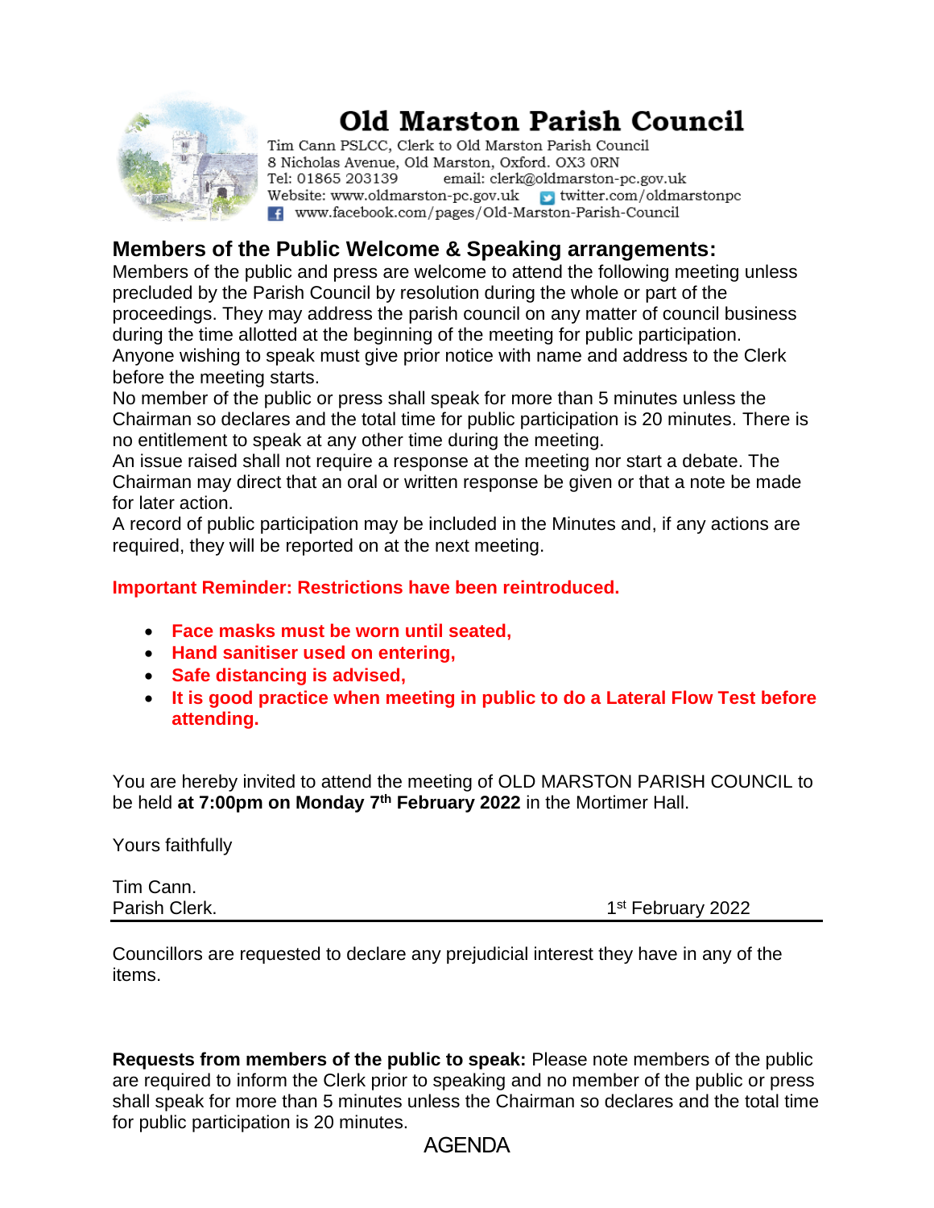# Old Marston Parish Council

Tim Cann PSLCC, Clerk to Old Marston Parish Council
8 Nicholas Avenue, Old Marston, Oxford. OX3 0RN
Tel: 01865 203139 email: clerk@oldmarston-pc.gov.uk
Website: www.oldmarston-pc.gov.uk twitter.com/oldmarstonpc
www.facebook.com/pages/Old-Marston-Parish-Council

## Members of the Public Welcome & Speaking arrangements:

Members of the public and press are welcome to attend the following meeting unless precluded by the Parish Council by resolution during the whole or part of the proceedings. They may address the parish council on any matter of council business during the time allotted at the beginning of the meeting for public participation. Anyone wishing to speak must give prior notice with name and address to the Clerk before the meeting starts.

No member of the public or press shall speak for more than 5 minutes unless the Chairman so declares and the total time for public participation is 20 minutes. There is no entitlement to speak at any other time during the meeting.

An issue raised shall not require a response at the meeting nor start a debate. The Chairman may direct that an oral or written response be given or that a note be made for later action.

A record of public participation may be included in the Minutes and, if any actions are required, they will be reported on at the next meeting.

**Important Reminder: Restrictions have been reintroduced.**

- **Face masks must be worn until seated,**
- **Hand sanitiser used on entering,**
- **Safe distancing is advised,**
- **It is good practice when meeting in public to do a Lateral Flow Test before attending.**

You are hereby invited to attend the meeting of OLD MARSTON PARISH COUNCIL to be held **at 7:00pm on Monday 7th February 2022** in the Mortimer Hall.

Yours faithfully

Tim Cann.
Parish Clerk. 1st February 2022

---

Councillors are requested to declare any prejudicial interest they have in any of the items.

**Requests from members of the public to speak:** Please note members of the public are required to inform the Clerk prior to speaking and no member of the public or press shall speak for more than 5 minutes unless the Chairman so declares and the total time for public participation is 20 minutes.

AGENDA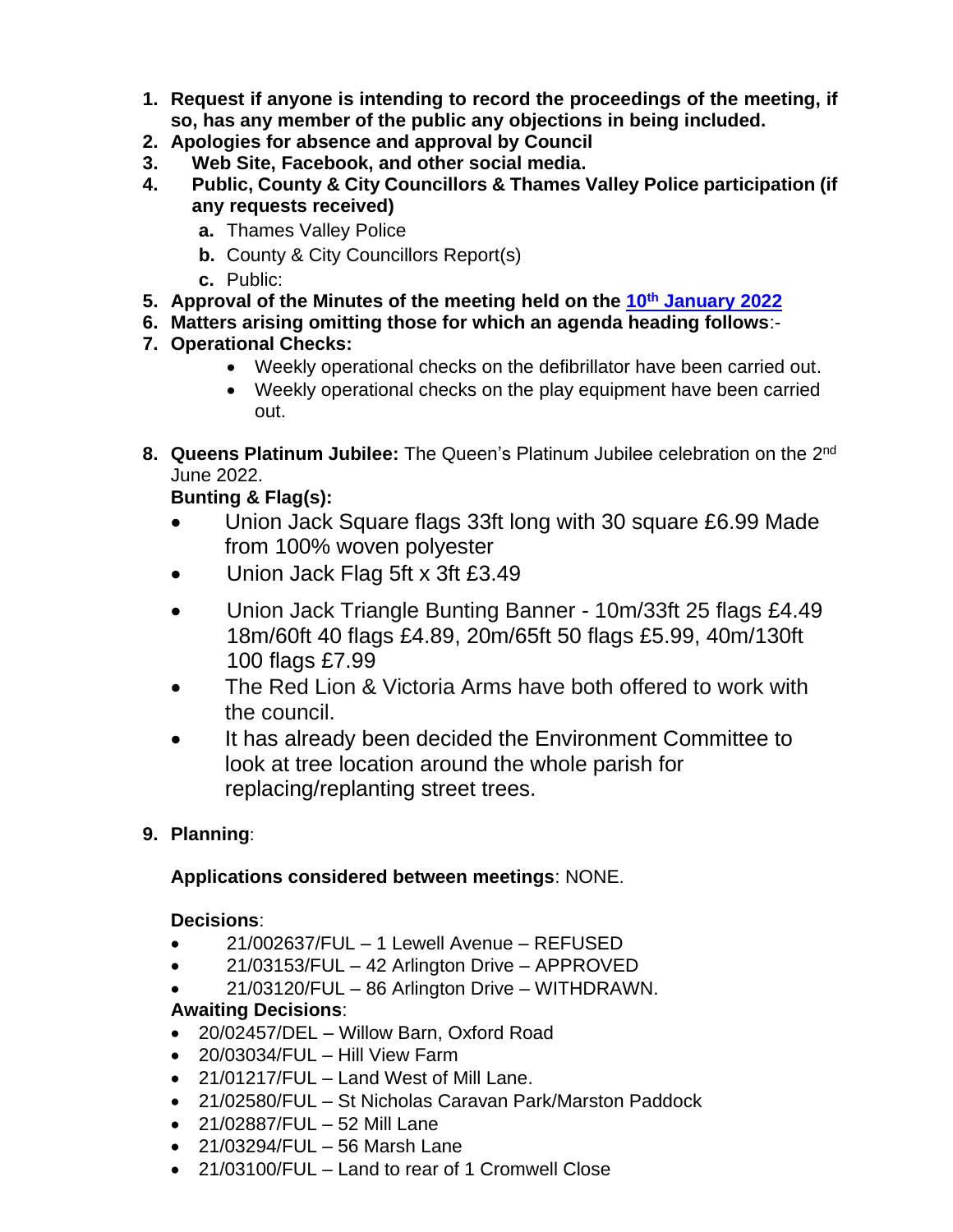1. **Request if anyone is intending to record the proceedings of the meeting, if so, has any member of the public any objections in being included.**
2. **Apologies for absence and approval by Council**
3. **Web Site, Facebook, and other social media.**
4. **Public, County & City Councillors & Thames Valley Police participation (if any requests received)**
   - **a.** Thames Valley Police
   - **b.** County & City Councillors Report(s)
   - **c.** Public:
5. **Approval of the Minutes of the meeting held on the [10th January 2022]**
6. **Matters arising omitting those for which an agenda heading follows**:-
7. **Operational Checks:**
   - Weekly operational checks on the defibrillator have been carried out.
   - Weekly operational checks on the play equipment have been carried out.
8. **Queens Platinum Jubilee:** The Queen's Platinum Jubilee celebration on the 2nd June 2022.

   **Bunting & Flag(s):**
   - Union Jack Square flags 33ft long with 30 square £6.99 Made from 100% woven polyester
   - Union Jack Flag 5ft x 3ft £3.49
   - Union Jack Triangle Bunting Banner - 10m/33ft 25 flags £4.49 18m/60ft 40 flags £4.89, 20m/65ft 50 flags £5.99, 40m/130ft 100 flags £7.99
   - The Red Lion & Victoria Arms have both offered to work with the council.
   - It has already been decided the Environment Committee to look at tree location around the whole parish for replacing/replanting street trees.

9. **Planning**:

   **Applications considered between meetings**: NONE.

   **Decisions**:
   - 21/002637/FUL – 1 Lewell Avenue – REFUSED
   - 21/03153/FUL – 42 Arlington Drive – APPROVED
   - 21/03120/FUL – 86 Arlington Drive – WITHDRAWN.

   **Awaiting Decisions**:
   - 20/02457/DEL – Willow Barn, Oxford Road
   - 20/03034/FUL – Hill View Farm
   - 21/01217/FUL – Land West of Mill Lane.
   - 21/02580/FUL – St Nicholas Caravan Park/Marston Paddock
   - 21/02887/FUL – 52 Mill Lane
   - 21/03294/FUL – 56 Marsh Lane
   - 21/03100/FUL – Land to rear of 1 Cromwell Close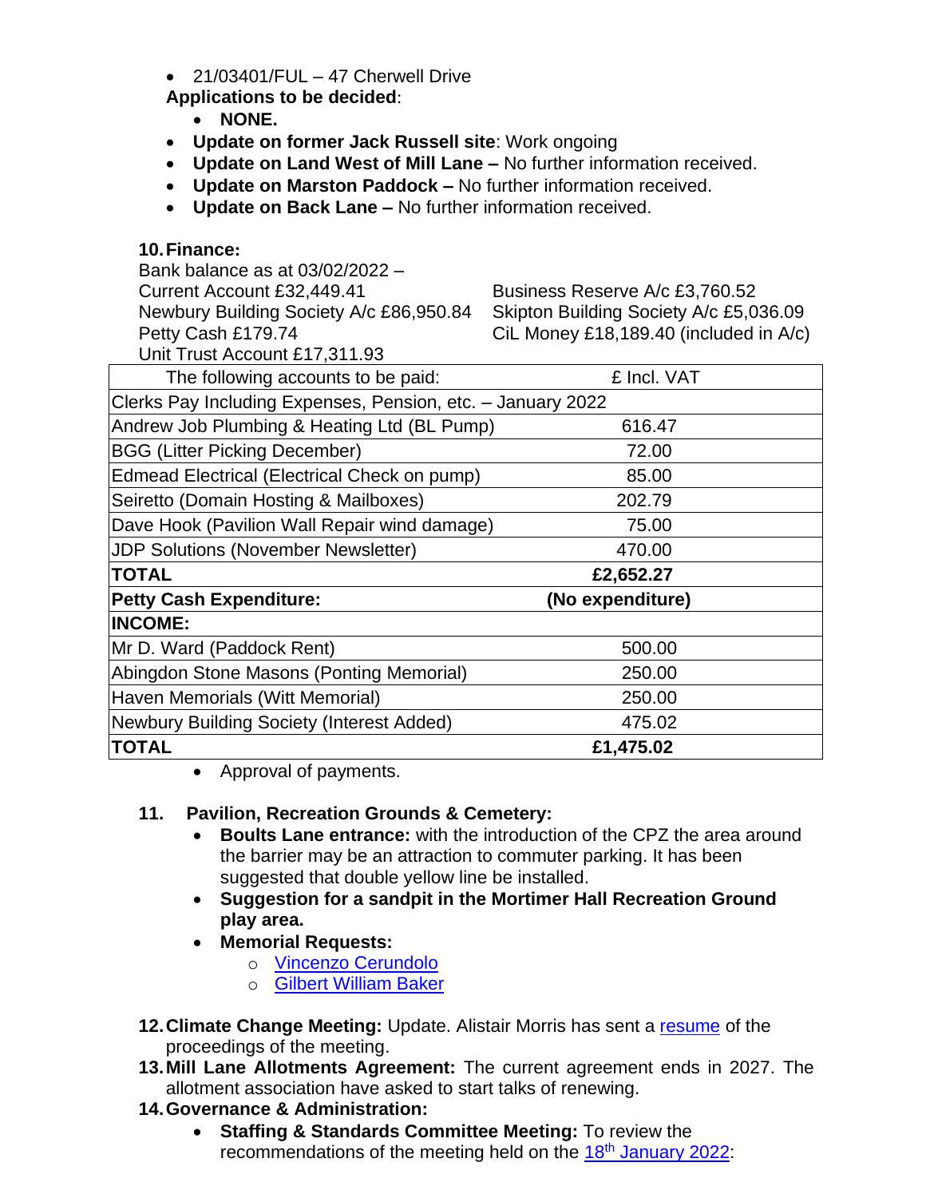- 21/03401/FUL – 47 Cherwell Drive

**Applications to be decided**:

- **NONE.**

- **Update on former Jack Russell site**: Work ongoing
- **Update on Land West of Mill Lane –** No further information received.
- **Update on Marston Paddock –** No further information received.
- **Update on Back Lane –** No further information received.

**10. Finance:**

Bank balance as at 03/02/2022 –

Current Account £32,449.41

Newbury Building Society A/c £86,950.84

Petty Cash £179.74

Unit Trust Account £17,311.93

Business Reserve A/c £3,760.52

Skipton Building Society A/c £5,036.09

CiL Money £18,189.40 (included in A/c)

| The following accounts to be paid: | £ Incl. VAT |
|---|---|
| Clerks Pay Including Expenses, Pension, etc. – January 2022 | |
| Andrew Job Plumbing & Heating Ltd (BL Pump) | 616.47 |
| BGG (Litter Picking December) | 72.00 |
| Edmead Electrical (Electrical Check on pump) | 85.00 |
| Seiretto (Domain Hosting & Mailboxes) | 202.79 |
| Dave Hook (Pavilion Wall Repair wind damage) | 75.00 |
| JDP Solutions (November Newsletter) | 470.00 |
| **TOTAL** | **£2,652.27** |
| **Petty Cash Expenditure:** | **(No expenditure)** |
| **INCOME:** | |
| Mr D. Ward (Paddock Rent) | 500.00 |
| Abingdon Stone Masons (Ponting Memorial) | 250.00 |
| Haven Memorials (Witt Memorial) | 250.00 |
| Newbury Building Society (Interest Added) | 475.02 |
| **TOTAL** | **£1,475.02** |

- Approval of payments.

**11. Pavilion, Recreation Grounds & Cemetery:**

- **Boults Lane entrance:** with the introduction of the CPZ the area around the barrier may be an attraction to commuter parking. It has been suggested that double yellow line be installed.
- **Suggestion for a sandpit in the Mortimer Hall Recreation Ground play area.**
- **Memorial Requests:**
  - Vincenzo Cerundolo
  - Gilbert William Baker

**12. Climate Change Meeting:** Update. Alistair Morris has sent a resume of the proceedings of the meeting.

**13. Mill Lane Allotments Agreement:** The current agreement ends in 2027. The allotment association have asked to start talks of renewing.

**14. Governance & Administration:**

- **Staffing & Standards Committee Meeting:** To review the recommendations of the meeting held on the 18th January 2022: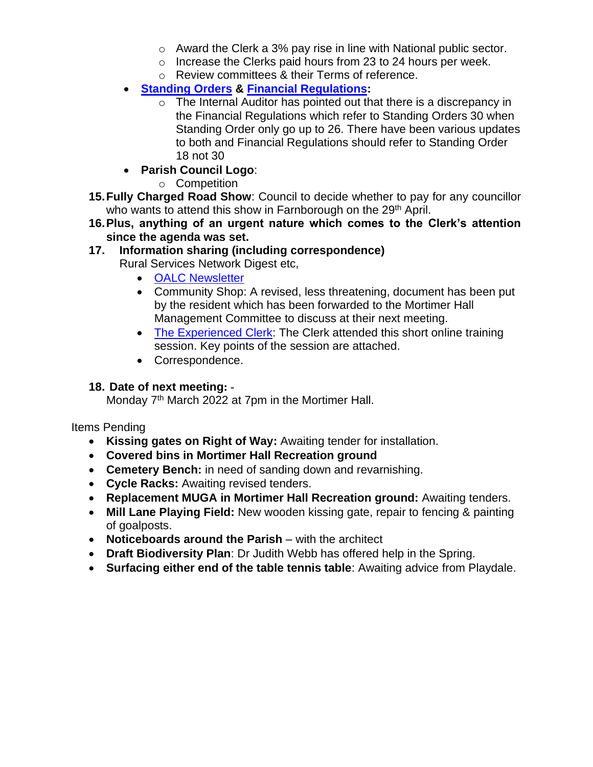- Award the Clerk a 3% pay rise in line with National public sector.
    - Increase the Clerks paid hours from 23 to 24 hours per week.
    - Review committees & their Terms of reference.
- **Standing Orders & Financial Regulations:**
    - The Internal Auditor has pointed out that there is a discrepancy in the Financial Regulations which refer to Standing Orders 30 when Standing Order only go up to 26. There have been various updates to both and Financial Regulations should refer to Standing Order 18 not 30
- **Parish Council Logo**:
    - Competition

15. **Fully Charged Road Show**: Council to decide whether to pay for any councillor who wants to attend this show in Farnborough on the 29th April.
16. **Plus, anything of an urgent nature which comes to the Clerk's attention since the agenda was set.**
17. **Information sharing (including correspondence)**
    Rural Services Network Digest etc,
    - OALC Newsletter
    - Community Shop: A revised, less threatening, document has been put by the resident which has been forwarded to the Mortimer Hall Management Committee to discuss at their next meeting.
    - The Experienced Clerk: The Clerk attended this short online training session. Key points of the session are attached.
    - Correspondence.
18. **Date of next meeting:** -
    Monday 7th March 2022 at 7pm in the Mortimer Hall.

Items Pending

- **Kissing gates on Right of Way:** Awaiting tender for installation.
- **Covered bins in Mortimer Hall Recreation ground**
- **Cemetery Bench:** in need of sanding down and revarnishing.
- **Cycle Racks:** Awaiting revised tenders.
- **Replacement MUGA in Mortimer Hall Recreation ground:** Awaiting tenders.
- **Mill Lane Playing Field:** New wooden kissing gate, repair to fencing & painting of goalposts.
- **Noticeboards around the Parish** – with the architect
- **Draft Biodiversity Plan**: Dr Judith Webb has offered help in the Spring.
- **Surfacing either end of the table tennis table**: Awaiting advice from Playdale.